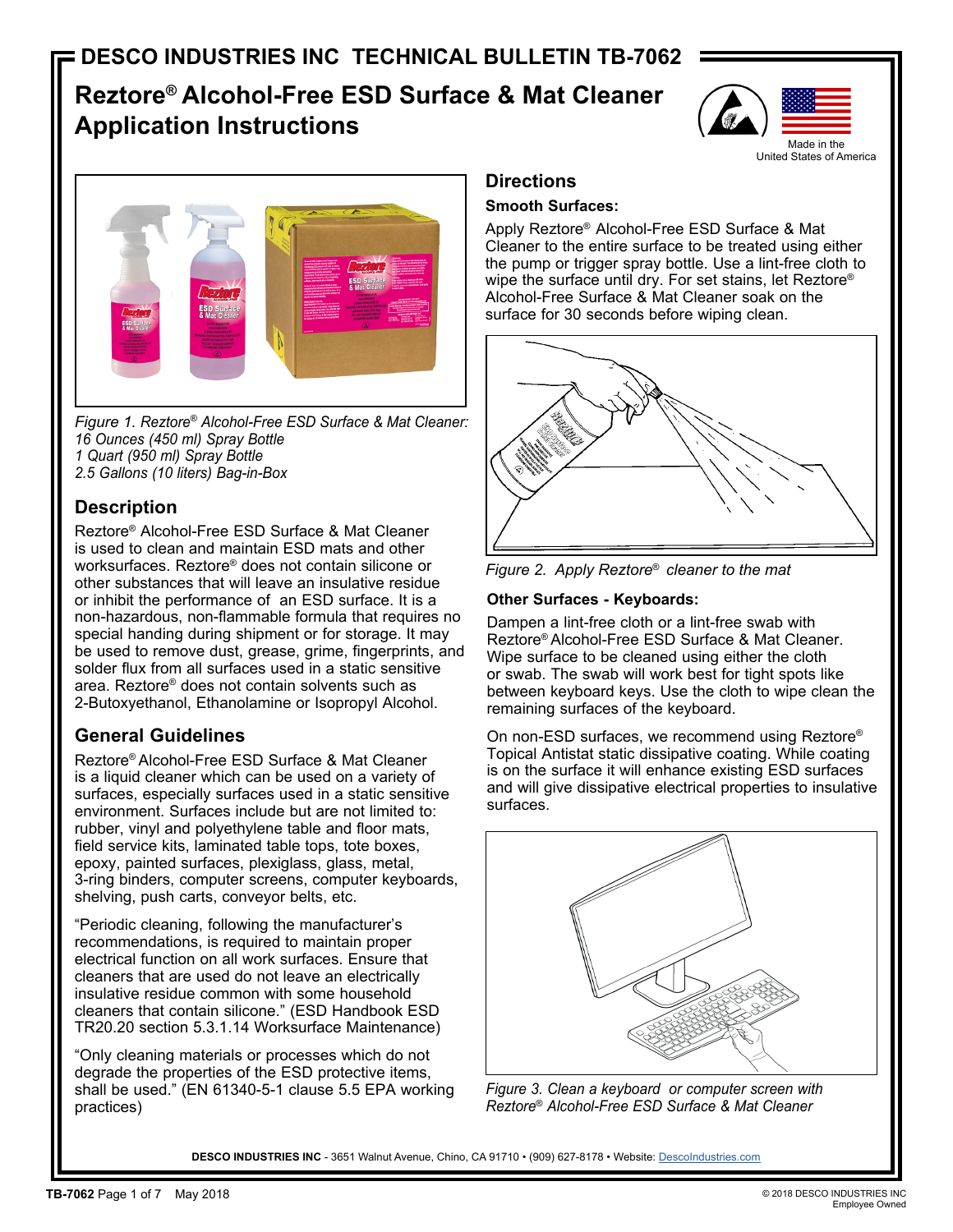# DESCO INDUSTRIES INC TECHNICAL BULLETIN TB-7062

## Reztore® Alcohol-Free ESD Surface & Mat Cleaner Application Instructions

Made in the United States of America

*Figure 1. Reztore® Alcohol-Free ESD Surface & Mat Cleaner:*
*16 Ounces (450 ml) Spray Bottle*
*1 Quart (950 ml) Spray Bottle*
*2.5 Gallons (10 liters) Bag-in-Box*

## Description

Reztore® Alcohol-Free ESD Surface & Mat Cleaner is used to clean and maintain ESD mats and other worksurfaces. Reztore® does not contain silicone or other substances that will leave an insulative residue or inhibit the performance of an ESD surface. It is a non-hazardous, non-flammable formula that requires no special handing during shipment or for storage. It may be used to remove dust, grease, grime, fingerprints, and solder flux from all surfaces used in a static sensitive area. Reztore® does not contain solvents such as 2-Butoxyethanol, Ethanolamine or Isopropyl Alcohol.

## General Guidelines

Reztore® Alcohol-Free ESD Surface & Mat Cleaner is a liquid cleaner which can be used on a variety of surfaces, especially surfaces used in a static sensitive environment. Surfaces include but are not limited to: rubber, vinyl and polyethylene table and floor mats, field service kits, laminated table tops, tote boxes, epoxy, painted surfaces, plexiglass, glass, metal, 3-ring binders, computer screens, computer keyboards, shelving, push carts, conveyor belts, etc.

"Periodic cleaning, following the manufacturer's recommendations, is required to maintain proper electrical function on all work surfaces. Ensure that cleaners that are used do not leave an electrically insulative residue common with some household cleaners that contain silicone." (ESD Handbook ESD TR20.20 section 5.3.1.14 Worksurface Maintenance)

"Only cleaning materials or processes which do not degrade the properties of the ESD protective items, shall be used." (EN 61340-5-1 clause 5.5 EPA working practices)

## Directions

### Smooth Surfaces:

Apply Reztore® Alcohol-Free ESD Surface & Mat Cleaner to the entire surface to be treated using either the pump or trigger spray bottle. Use a lint-free cloth to wipe the surface until dry. For set stains, let Reztore® Alcohol-Free Surface & Mat Cleaner soak on the surface for 30 seconds before wiping clean.

*Figure 2. Apply Reztore® cleaner to the mat*

### Other Surfaces - Keyboards:

Dampen a lint-free cloth or a lint-free swab with Reztore® Alcohol-Free ESD Surface & Mat Cleaner. Wipe surface to be cleaned using either the cloth or swab. The swab will work best for tight spots like between keyboard keys. Use the cloth to wipe clean the remaining surfaces of the keyboard.

On non-ESD surfaces, we recommend using Reztore® Topical Antistat static dissipative coating. While coating is on the surface it will enhance existing ESD surfaces and will give dissipative electrical properties to insulative surfaces.

*Figure 3. Clean a keyboard or computer screen with Reztore® Alcohol-Free ESD Surface & Mat Cleaner*

**DESCO INDUSTRIES INC** - 3651 Walnut Avenue, Chino, CA 91710 • (909) 627-8178 • Website: DescoIndustries.com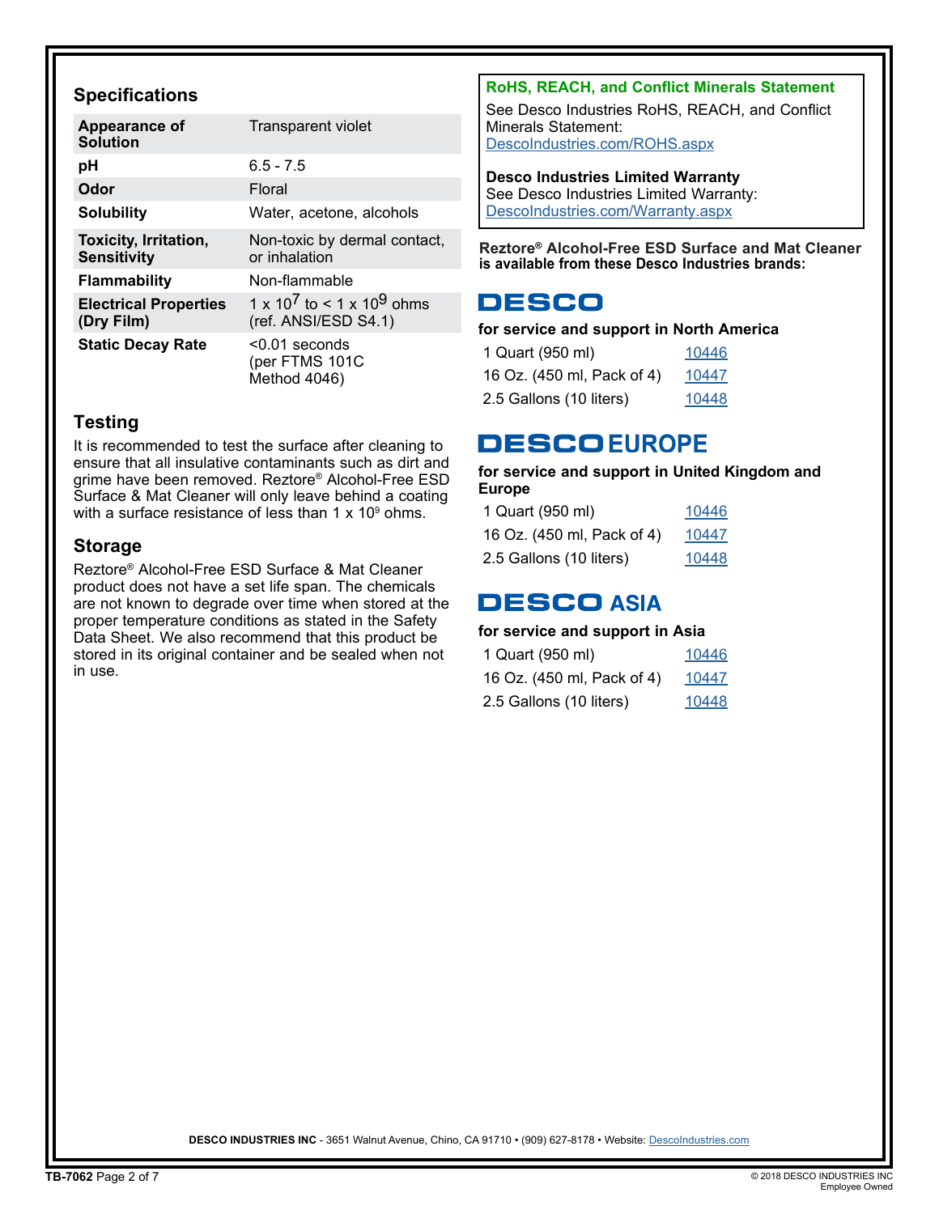## Specifications

| Appearance of Solution | Transparent violet |
|---|---|
| pH | 6.5 - 7.5 |
| Odor | Floral |
| Solubility | Water, acetone, alcohols |
| Toxicity, Irritation, Sensitivity | Non-toxic by dermal contact, or inhalation |
| Flammability | Non-flammable |
| Electrical Properties (Dry Film) | $1 \times 10^7$ to $< 1 \times 10^9$ ohms (ref. ANSI/ESD S4.1) |
| Static Decay Rate | <0.01 seconds (per FTMS 101C Method 4046) |

## Testing

It is recommended to test the surface after cleaning to ensure that all insulative contaminants such as dirt and grime have been removed. Reztore® Alcohol-Free ESD Surface & Mat Cleaner will only leave behind a coating with a surface resistance of less than $1 \times 10^9$ ohms.

## Storage

Reztore® Alcohol-Free ESD Surface & Mat Cleaner product does not have a set life span. The chemicals are not known to degrade over time when stored at the proper temperature conditions as stated in the Safety Data Sheet. We also recommend that this product be stored in its original container and be sealed when not in use.

### RoHS, REACH, and Conflict Minerals Statement

See Desco Industries RoHS, REACH, and Conflict Minerals Statement:
DescoIndustries.com/ROHS.aspx

**Desco Industries Limited Warranty**
See Desco Industries Limited Warranty:
DescoIndustries.com/Warranty.aspx

**Reztore® Alcohol-Free ESD Surface and Mat Cleaner is available from these Desco Industries brands:**

### DESCO

**for service and support in North America**

| | |
|---|---|
| 1 Quart (950 ml) | 10446 |
| 16 Oz. (450 ml, Pack of 4) | 10447 |
| 2.5 Gallons (10 liters) | 10448 |

### DESCO EUROPE

**for service and support in United Kingdom and Europe**

| | |
|---|---|
| 1 Quart (950 ml) | 10446 |
| 16 Oz. (450 ml, Pack of 4) | 10447 |
| 2.5 Gallons (10 liters) | 10448 |

### DESCO ASIA

**for service and support in Asia**

| | |
|---|---|
| 1 Quart (950 ml) | 10446 |
| 16 Oz. (450 ml, Pack of 4) | 10447 |
| 2.5 Gallons (10 liters) | 10448 |

**DESCO INDUSTRIES INC** - 3651 Walnut Avenue, Chino, CA 91710 • (909) 627-8178 • Website: DescoIndustries.com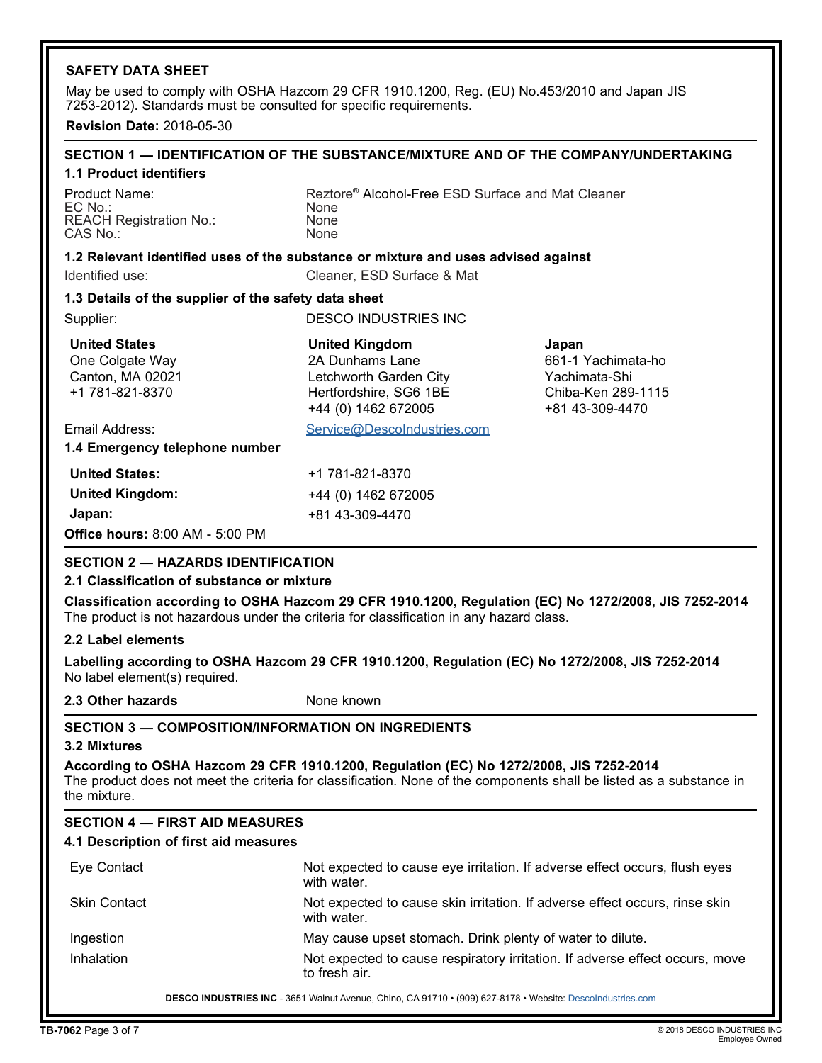## SAFETY DATA SHEET

May be used to comply with OSHA Hazcom 29 CFR 1910.1200, Reg. (EU) No.453/2010 and Japan JIS 7253-2012). Standards must be consulted for specific requirements.

**Revision Date:** 2018-05-30

## SECTION 1 — IDENTIFICATION OF THE SUBSTANCE/MIXTURE AND OF THE COMPANY/UNDERTAKING

### 1.1 Product identifiers

| | |
|---|---|
| Product Name: | Reztore® Alcohol-Free ESD Surface and Mat Cleaner |
| EC No.: | None |
| REACH Registration No.: | None |
| CAS No.: | None |

### 1.2 Relevant identified uses of the substance or mixture and uses advised against

Identified use: Cleaner, ESD Surface & Mat

### 1.3 Details of the supplier of the safety data sheet

Supplier: DESCO INDUSTRIES INC

| United States | United Kingdom | Japan |
|---|---|---|
| One Colgate Way | 2A Dunhams Lane | 661-1 Yachimata-ho |
| Canton, MA 02021 | Letchworth Garden City | Yachimata-Shi |
| +1 781-821-8370 | Hertfordshire, SG6 1BE | Chiba-Ken 289-1115 |
| | +44 (0) 1462 672005 | +81 43-309-4470 |

Email Address: Service@DescoIndustries.com

### 1.4 Emergency telephone number

| | |
|---|---|
| **United States:** | +1 781-821-8370 |
| **United Kingdom:** | +44 (0) 1462 672005 |
| **Japan:** | +81 43-309-4470 |

**Office hours:** 8:00 AM - 5:00 PM

## SECTION 2 — HAZARDS IDENTIFICATION

### 2.1 Classification of substance or mixture

**Classification according to OSHA Hazcom 29 CFR 1910.1200, Regulation (EC) No 1272/2008, JIS 7252-2014**
The product is not hazardous under the criteria for classification in any hazard class.

### 2.2 Label elements

**Labelling according to OSHA Hazcom 29 CFR 1910.1200, Regulation (EC) No 1272/2008, JIS 7252-2014**
No label element(s) required.

**2.3 Other hazards** None known

## SECTION 3 — COMPOSITION/INFORMATION ON INGREDIENTS

### 3.2 Mixtures

**According to OSHA Hazcom 29 CFR 1910.1200, Regulation (EC) No 1272/2008, JIS 7252-2014**
The product does not meet the criteria for classification. None of the components shall be listed as a substance in the mixture.

## SECTION 4 — FIRST AID MEASURES

### 4.1 Description of first aid measures

| | |
|---|---|
| Eye Contact | Not expected to cause eye irritation. If adverse effect occurs, flush eyes with water. |
| Skin Contact | Not expected to cause skin irritation. If adverse effect occurs, rinse skin with water. |
| Ingestion | May cause upset stomach. Drink plenty of water to dilute. |
| Inhalation | Not expected to cause respiratory irritation. If adverse effect occurs, move to fresh air. |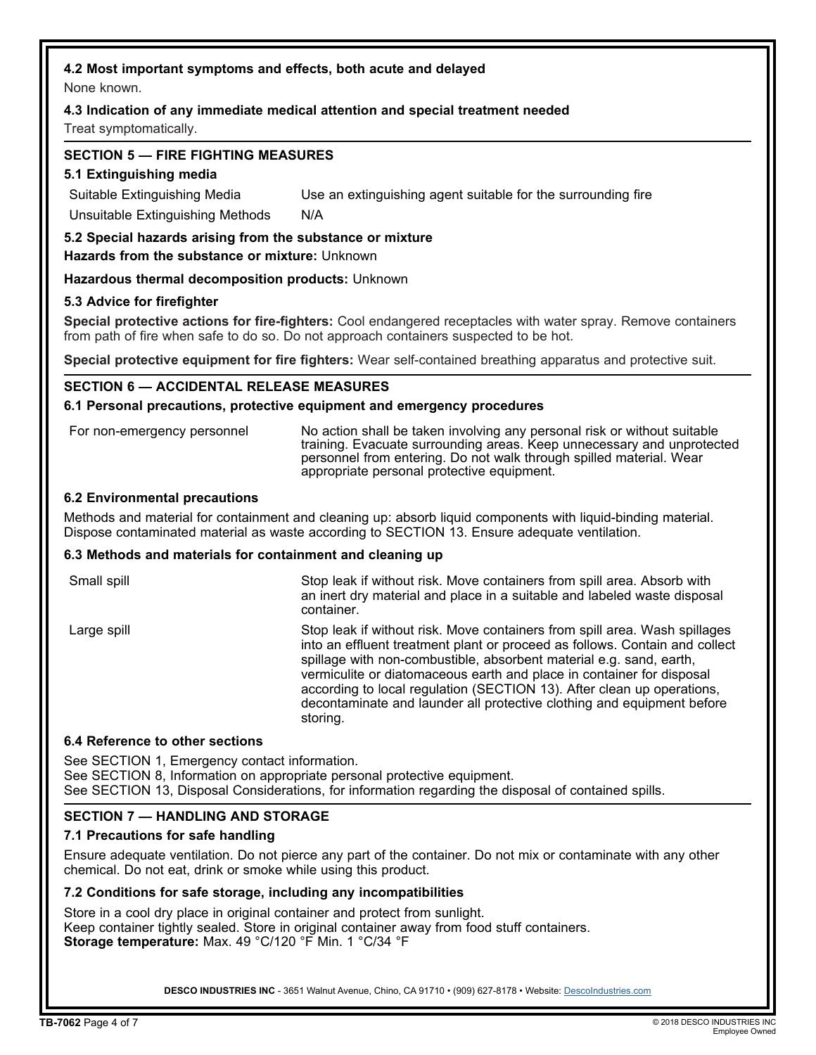### 4.2 Most important symptoms and effects, both acute and delayed

None known.

### 4.3 Indication of any immediate medical attention and special treatment needed

Treat symptomatically.

## SECTION 5 — FIRE FIGHTING MEASURES

### 5.1 Extinguishing media

| | |
|---|---|
| Suitable Extinguishing Media | Use an extinguishing agent suitable for the surrounding fire |
| Unsuitable Extinguishing Methods | N/A |

### 5.2 Special hazards arising from the substance or mixture

**Hazards from the substance or mixture:** Unknown

**Hazardous thermal decomposition products:** Unknown

### 5.3 Advice for firefighter

**Special protective actions for fire-fighters:** Cool endangered receptacles with water spray. Remove containers from path of fire when safe to do so. Do not approach containers suspected to be hot.

**Special protective equipment for fire fighters:** Wear self-contained breathing apparatus and protective suit.

## SECTION 6 — ACCIDENTAL RELEASE MEASURES

### 6.1 Personal precautions, protective equipment and emergency procedures

| | |
|---|---|
| For non-emergency personnel | No action shall be taken involving any personal risk or without suitable training. Evacuate surrounding areas. Keep unnecessary and unprotected personnel from entering. Do not walk through spilled material. Wear appropriate personal protective equipment. |

### 6.2 Environmental precautions

Methods and material for containment and cleaning up: absorb liquid components with liquid-binding material. Dispose contaminated material as waste according to SECTION 13. Ensure adequate ventilation.

### 6.3 Methods and materials for containment and cleaning up

| | |
|---|---|
| Small spill | Stop leak if without risk. Move containers from spill area. Absorb with an inert dry material and place in a suitable and labeled waste disposal container. |
| Large spill | Stop leak if without risk. Move containers from spill area. Wash spillages into an effluent treatment plant or proceed as follows. Contain and collect spillage with non-combustible, absorbent material e.g. sand, earth, vermiculite or diatomaceous earth and place in container for disposal according to local regulation (SECTION 13). After clean up operations, decontaminate and launder all protective clothing and equipment before storing. |

### 6.4 Reference to other sections

See SECTION 1, Emergency contact information.
See SECTION 8, Information on appropriate personal protective equipment.
See SECTION 13, Disposal Considerations, for information regarding the disposal of contained spills.

## SECTION 7 — HANDLING AND STORAGE

### 7.1 Precautions for safe handling

Ensure adequate ventilation. Do not pierce any part of the container. Do not mix or contaminate with any other chemical. Do not eat, drink or smoke while using this product.

### 7.2 Conditions for safe storage, including any incompatibilities

Store in a cool dry place in original container and protect from sunlight.
Keep container tightly sealed. Store in original container away from food stuff containers.
**Storage temperature:** Max. 49 °C/120 °F Min. 1 °C/34 °F

DESCO INDUSTRIES INC - 3651 Walnut Avenue, Chino, CA 91710 • (909) 627-8178 • Website: DescoIndustries.com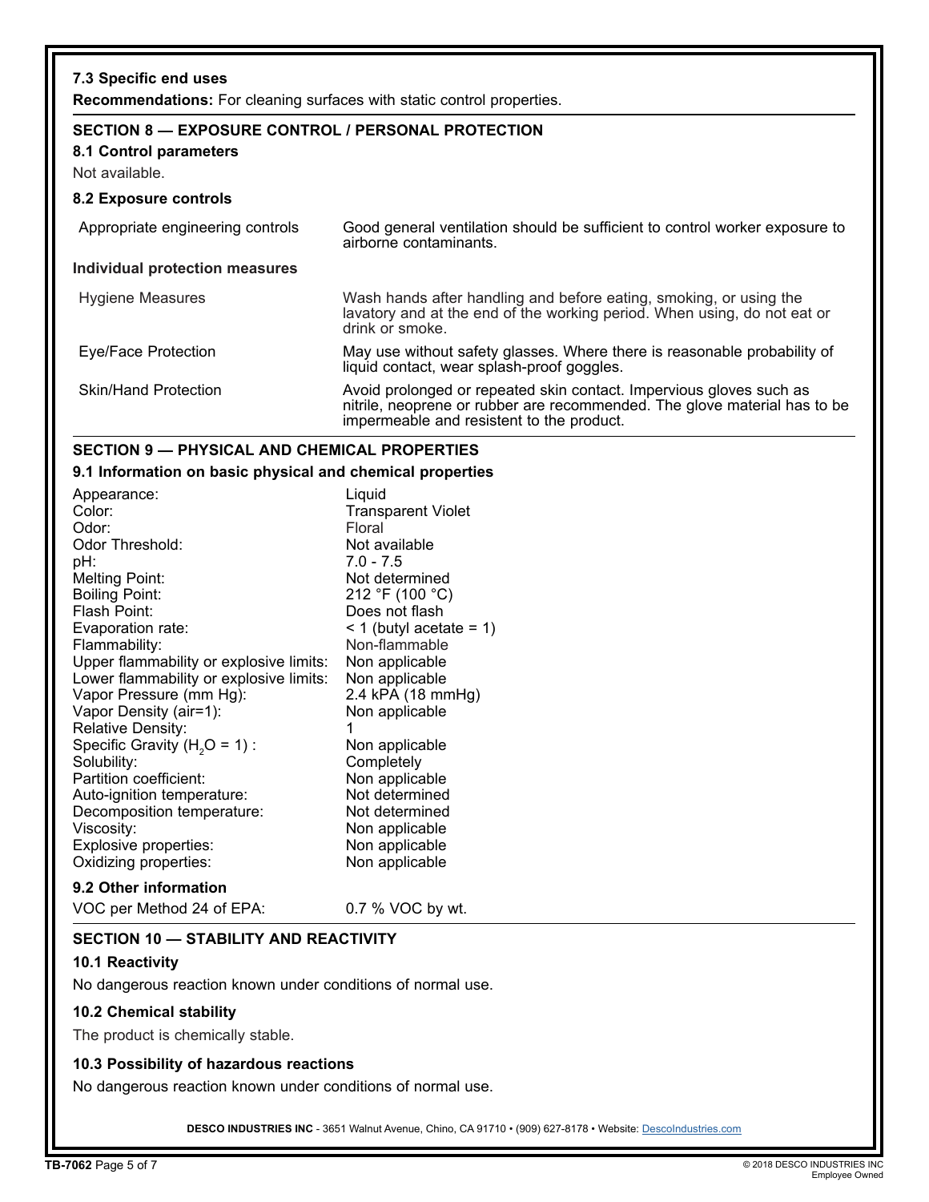### 7.3 Specific end uses

**Recommendations:** For cleaning surfaces with static control properties.

## SECTION 8 — EXPOSURE CONTROL / PERSONAL PROTECTION

### 8.1 Control parameters

Not available.

### 8.2 Exposure controls

| | |
|---|---|
| Appropriate engineering controls | Good general ventilation should be sufficient to control worker exposure to airborne contaminants. |
| **Individual protection measures** | |
| Hygiene Measures | Wash hands after handling and before eating, smoking, or using the lavatory and at the end of the working period. When using, do not eat or drink or smoke. |
| Eye/Face Protection | May use without safety glasses. Where there is reasonable probability of liquid contact, wear splash-proof goggles. |
| Skin/Hand Protection | Avoid prolonged or repeated skin contact. Impervious gloves such as nitrile, neoprene or rubber are recommended. The glove material has to be impermeable and resistent to the product. |

## SECTION 9 — PHYSICAL AND CHEMICAL PROPERTIES

### 9.1 Information on basic physical and chemical properties

| | |
|---|---|
| Appearance: | Liquid |
| Color: | Transparent Violet |
| Odor: | Floral |
| Odor Threshold: | Not available |
| pH: | 7.0 - 7.5 |
| Melting Point: | Not determined |
| Boiling Point: | 212 °F (100 °C) |
| Flash Point: | Does not flash |
| Evaporation rate: | < 1 (butyl acetate = 1) |
| Flammability: | Non-flammable |
| Upper flammability or explosive limits: | Non applicable |
| Lower flammability or explosive limits: | Non applicable |
| Vapor Pressure (mm Hg): | 2.4 kPA (18 mmHg) |
| Vapor Density (air=1): | Non applicable |
| Relative Density: | 1 |
| Specific Gravity ($H_2O$ = 1) : | Non applicable |
| Solubility: | Completely |
| Partition coefficient: | Non applicable |
| Auto-ignition temperature: | Not determined |
| Decomposition temperature: | Not determined |
| Viscosity: | Non applicable |
| Explosive properties: | Non applicable |
| Oxidizing properties: | Non applicable |

### 9.2 Other information

VOC per Method 24 of EPA: 0.7 % VOC by wt.

## SECTION 10 — STABILITY AND REACTIVITY

### 10.1 Reactivity

No dangerous reaction known under conditions of normal use.

### 10.2 Chemical stability

The product is chemically stable.

### 10.3 Possibility of hazardous reactions

No dangerous reaction known under conditions of normal use.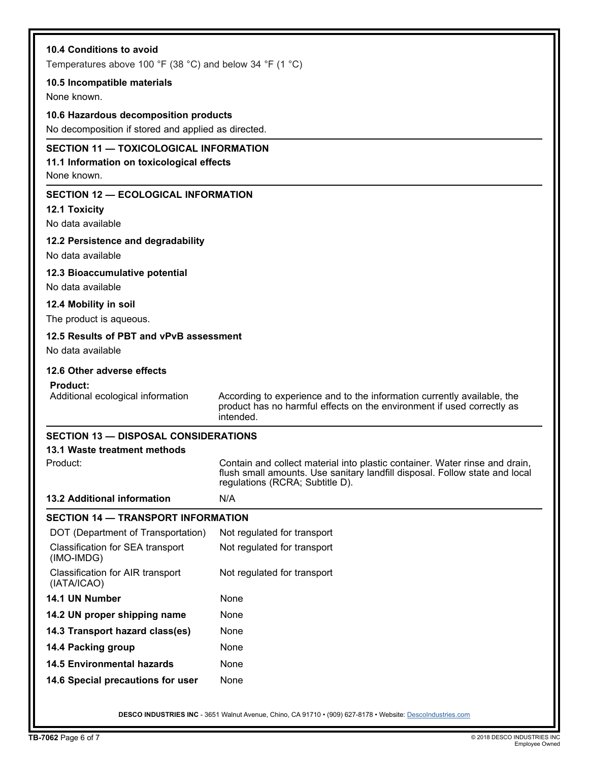### 10.4 Conditions to avoid

Temperatures above 100 °F (38 °C) and below 34 °F (1 °C)

### 10.5 Incompatible materials

None known.

### 10.6 Hazardous decomposition products

No decomposition if stored and applied as directed.

## SECTION 11 — TOXICOLOGICAL INFORMATION

### 11.1 Information on toxicological effects

None known.

## SECTION 12 — ECOLOGICAL INFORMATION

### 12.1 Toxicity

No data available

### 12.2 Persistence and degradability

No data available

### 12.3 Bioaccumulative potential

No data available

### 12.4 Mobility in soil

The product is aqueous.

### 12.5 Results of PBT and vPvB assessment

No data available

### 12.6 Other adverse effects

**Product:**

| | |
|---|---|
| Additional ecological information | According to experience and to the information currently available, the product has no harmful effects on the environment if used correctly as intended. |

## SECTION 13 — DISPOSAL CONSIDERATIONS

| | |
|---|---|
| **13.1 Waste treatment methods** | |
| Product: | Contain and collect material into plastic container. Water rinse and drain, flush small amounts. Use sanitary landfill disposal. Follow state and local regulations (RCRA; Subtitle D). |
| **13.2 Additional information** | N/A |

## SECTION 14 — TRANSPORT INFORMATION

| | |
|---|---|
| DOT (Department of Transportation) | Not regulated for transport |
| Classification for SEA transport (IMO-IMDG) | Not regulated for transport |
| Classification for AIR transport (IATA/ICAO) | Not regulated for transport |
| **14.1 UN Number** | None |
| **14.2 UN proper shipping name** | None |
| **14.3 Transport hazard class(es)** | None |
| **14.4 Packing group** | None |
| **14.5 Environmental hazards** | None |
| **14.6 Special precautions for user** | None |

**DESCO INDUSTRIES INC** - 3651 Walnut Avenue, Chino, CA 91710 • (909) 627-8178 • Website: DescoIndustries.com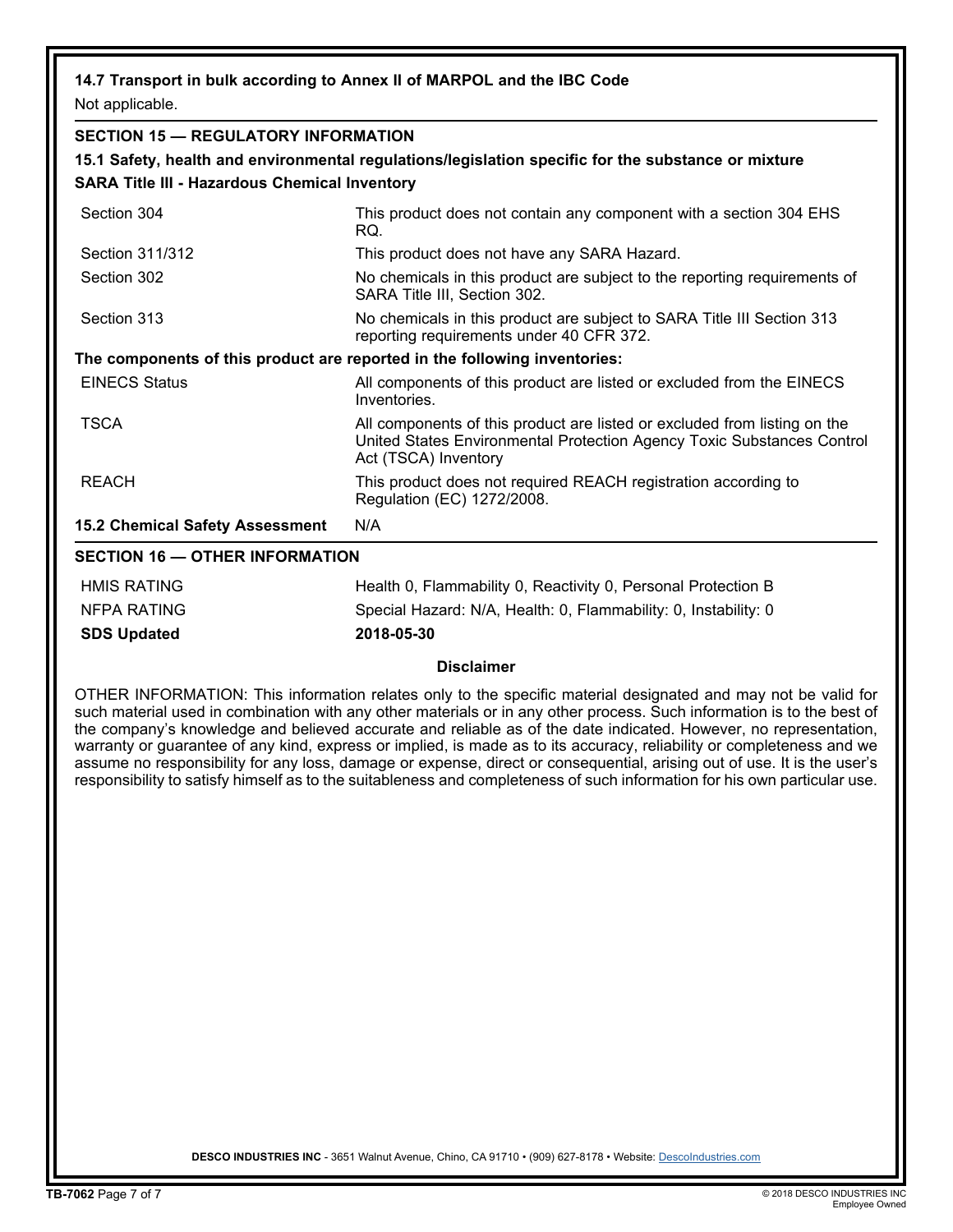**14.7 Transport in bulk according to Annex II of MARPOL and the IBC Code**

Not applicable.

## SECTION 15 — REGULATORY INFORMATION

**15.1 Safety, health and environmental regulations/legislation specific for the substance or mixture**

**SARA Title III - Hazardous Chemical Inventory**

| | |
|---|---|
| Section 304 | This product does not contain any component with a section 304 EHS RQ. |
| Section 311/312 | This product does not have any SARA Hazard. |
| Section 302 | No chemicals in this product are subject to the reporting requirements of SARA Title III, Section 302. |
| Section 313 | No chemicals in this product are subject to SARA Title III Section 313 reporting requirements under 40 CFR 372. |

**The components of this product are reported in the following inventories:**

| | |
|---|---|
| EINECS Status | All components of this product are listed or excluded from the EINECS Inventories. |
| TSCA | All components of this product are listed or excluded from listing on the United States Environmental Protection Agency Toxic Substances Control Act (TSCA) Inventory |
| REACH | This product does not required REACH registration according to Regulation (EC) 1272/2008. |

**15.2 Chemical Safety Assessment** N/A

## SECTION 16 — OTHER INFORMATION

| | |
|---|---|
| HMIS RATING | Health 0, Flammability 0, Reactivity 0, Personal Protection B |
| NFPA RATING | Special Hazard: N/A, Health: 0, Flammability: 0, Instability: 0 |
| **SDS Updated** | **2018-05-30** |

**Disclaimer**

OTHER INFORMATION: This information relates only to the specific material designated and may not be valid for such material used in combination with any other materials or in any other process. Such information is to the best of the company's knowledge and believed accurate and reliable as of the date indicated. However, no representation, warranty or guarantee of any kind, express or implied, is made as to its accuracy, reliability or completeness and we assume no responsibility for any loss, damage or expense, direct or consequential, arising out of use. It is the user's responsibility to satisfy himself as to the suitableness and completeness of such information for his own particular use.

**DESCO INDUSTRIES INC** - 3651 Walnut Avenue, Chino, CA 91710 • (909) 627-8178 • Website: DescoIndustries.com